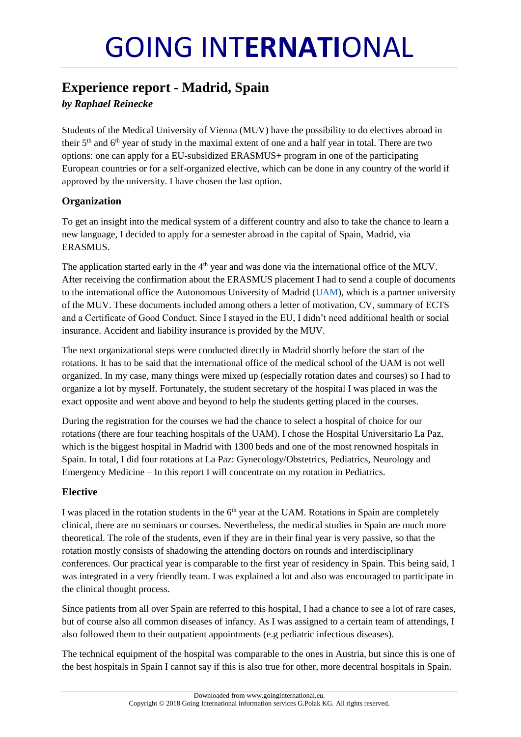# GOING INTERNATIONAL

## Experience report - Madrid, Spain

*by Raphael Reinecke*

Students of the Medical University of Vienna (MUV) have the possibility to do electives abroad in their 5th and 6th year of study in the maximal extent of one and a half year in total. There are two options: one can apply for a EU-subsidized ERASMUS+ program in one of the participating European countries or for a self-organized elective, which can be done in any country of the world if approved by the university. I have chosen the last option.

### Organization

To get an insight into the medical system of a different country and also to take the chance to learn a new language, I decided to apply for a semester abroad in the capital of Spain, Madrid, via ERASMUS.

The application started early in the 4th year and was done via the international office of the MUV. After receiving the confirmation about the ERASMUS placement I had to send a couple of documents to the international office the Autonomous University of Madrid (UAM), which is a partner university of the MUV. These documents included among others a letter of motivation, CV, summary of ECTS and a Certificate of Good Conduct. Since I stayed in the EU, I didn't need additional health or social insurance. Accident and liability insurance is provided by the MUV.

The next organizational steps were conducted directly in Madrid shortly before the start of the rotations. It has to be said that the international office of the medical school of the UAM is not well organized. In my case, many things were mixed up (especially rotation dates and courses) so I had to organize a lot by myself. Fortunately, the student secretary of the hospital I was placed in was the exact opposite and went above and beyond to help the students getting placed in the courses.

During the registration for the courses we had the chance to select a hospital of choice for our rotations (there are four teaching hospitals of the UAM). I chose the Hospital Universitario La Paz, which is the biggest hospital in Madrid with 1300 beds and one of the most renowned hospitals in Spain. In total, I did four rotations at La Paz: Gynecology/Obstetrics, Pediatrics, Neurology and Emergency Medicine – In this report I will concentrate on my rotation in Pediatrics.

### Elective

I was placed in the rotation students in the 6th year at the UAM. Rotations in Spain are completely clinical, there are no seminars or courses. Nevertheless, the medical studies in Spain are much more theoretical. The role of the students, even if they are in their final year is very passive, so that the rotation mostly consists of shadowing the attending doctors on rounds and interdisciplinary conferences. Our practical year is comparable to the first year of residency in Spain. This being said, I was integrated in a very friendly team. I was explained a lot and also was encouraged to participate in the clinical thought process.

Since patients from all over Spain are referred to this hospital, I had a chance to see a lot of rare cases, but of course also all common diseases of infancy. As I was assigned to a certain team of attendings, I also followed them to their outpatient appointments (e.g pediatric infectious diseases).

The technical equipment of the hospital was comparable to the ones in Austria, but since this is one of the best hospitals in Spain I cannot say if this is also true for other, more decentral hospitals in Spain.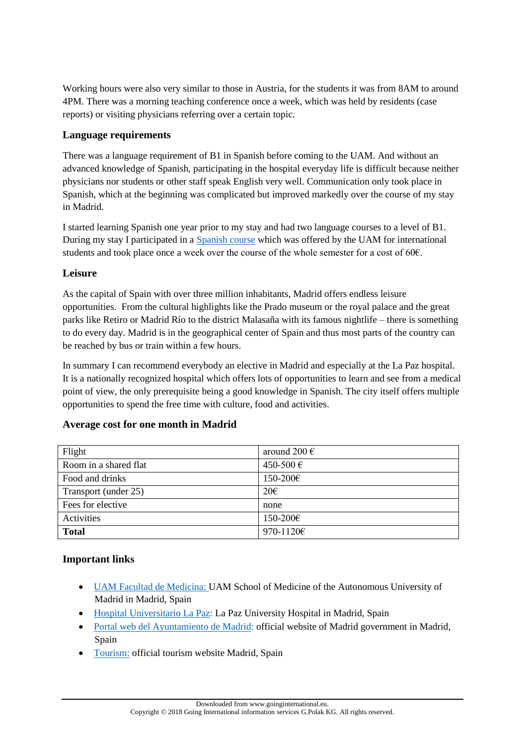Working hours were also very similar to those in Austria, for the students it was from 8AM to around 4PM. There was a morning teaching conference once a week, which was held by residents (case reports) or visiting physicians referring over a certain topic.

### Language requirements

There was a language requirement of B1 in Spanish before coming to the UAM. And without an advanced knowledge of Spanish, participating in the hospital everyday life is difficult because neither physicians nor students or other staff speak English very well. Communication only took place in Spanish, which at the beginning was complicated but improved markedly over the course of my stay in Madrid.

I started learning Spanish one year prior to my stay and had two language courses to a level of B1. During my stay I participated in a Spanish course which was offered by the UAM for international students and took place once a week over the course of the whole semester for a cost of 60€.

### Leisure

As the capital of Spain with over three million inhabitants, Madrid offers endless leisure opportunities. From the cultural highlights like the Prado museum or the royal palace and the great parks like Retiro or Madrid Río to the district Malasaña with its famous nightlife – there is something to do every day. Madrid is in the geographical center of Spain and thus most parts of the country can be reached by bus or train within a few hours.

In summary I can recommend everybody an elective in Madrid and especially at the La Paz hospital. It is a nationally recognized hospital which offers lots of opportunities to learn and see from a medical point of view, the only prerequisite being a good knowledge in Spanish. The city itself offers multiple opportunities to spend the free time with culture, food and activities.

### Average cost for one month in Madrid

| Flight | around 200 € |
|---|---|
| Room in a shared flat | 450-500 € |
| Food and drinks | 150-200€ |
| Transport (under 25) | 20€ |
| Fees for elective | none |
| Activities | 150-200€ |
| **Total** | 970-1120€ |

### Important links

- UAM Facultad de Medicina: UAM School of Medicine of the Autonomous University of Madrid in Madrid, Spain
- Hospital Universitario La Paz: La Paz University Hospital in Madrid, Spain
- Portal web del Ayuntamiento de Madrid: official website of Madrid government in Madrid, Spain
- Tourism: official tourism website Madrid, Spain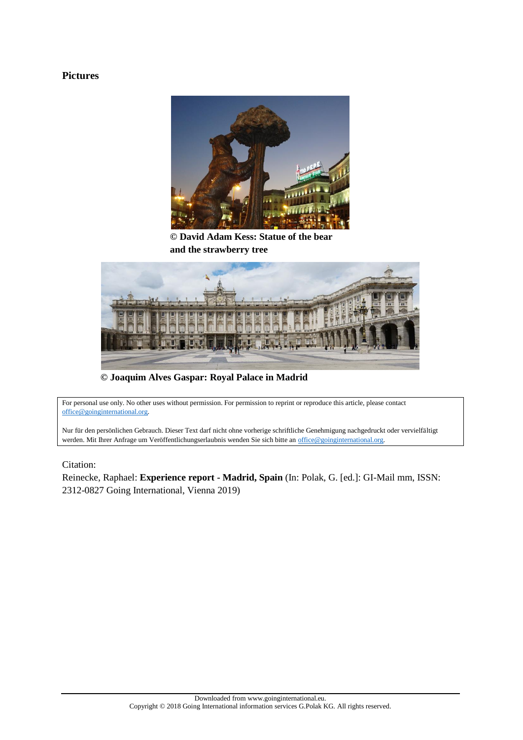**Pictures**

**© David Adam Kess: Statue of the bear and the strawberry tree**

**© Joaquim Alves Gaspar: Royal Palace in Madrid**

For personal use only. No other uses without permission. For permission to reprint or reproduce this article, please contact office@goinginternational.org.

Nur für den persönlichen Gebrauch. Dieser Text darf nicht ohne vorherige schriftliche Genehmigung nachgedruckt oder vervielfältigt werden. Mit Ihrer Anfrage um Veröffentlichungserlaubnis wenden Sie sich bitte an office@goinginternational.org.

Citation:
Reinecke, Raphael: **Experience report - Madrid, Spain** (In: Polak, G. [ed.]: GI-Mail mm, ISSN: 2312-0827 Going International, Vienna 2019)

Downloaded from www.goinginternational.eu.
Copyright © 2018 Going International information services G.Polak KG. All rights reserved.